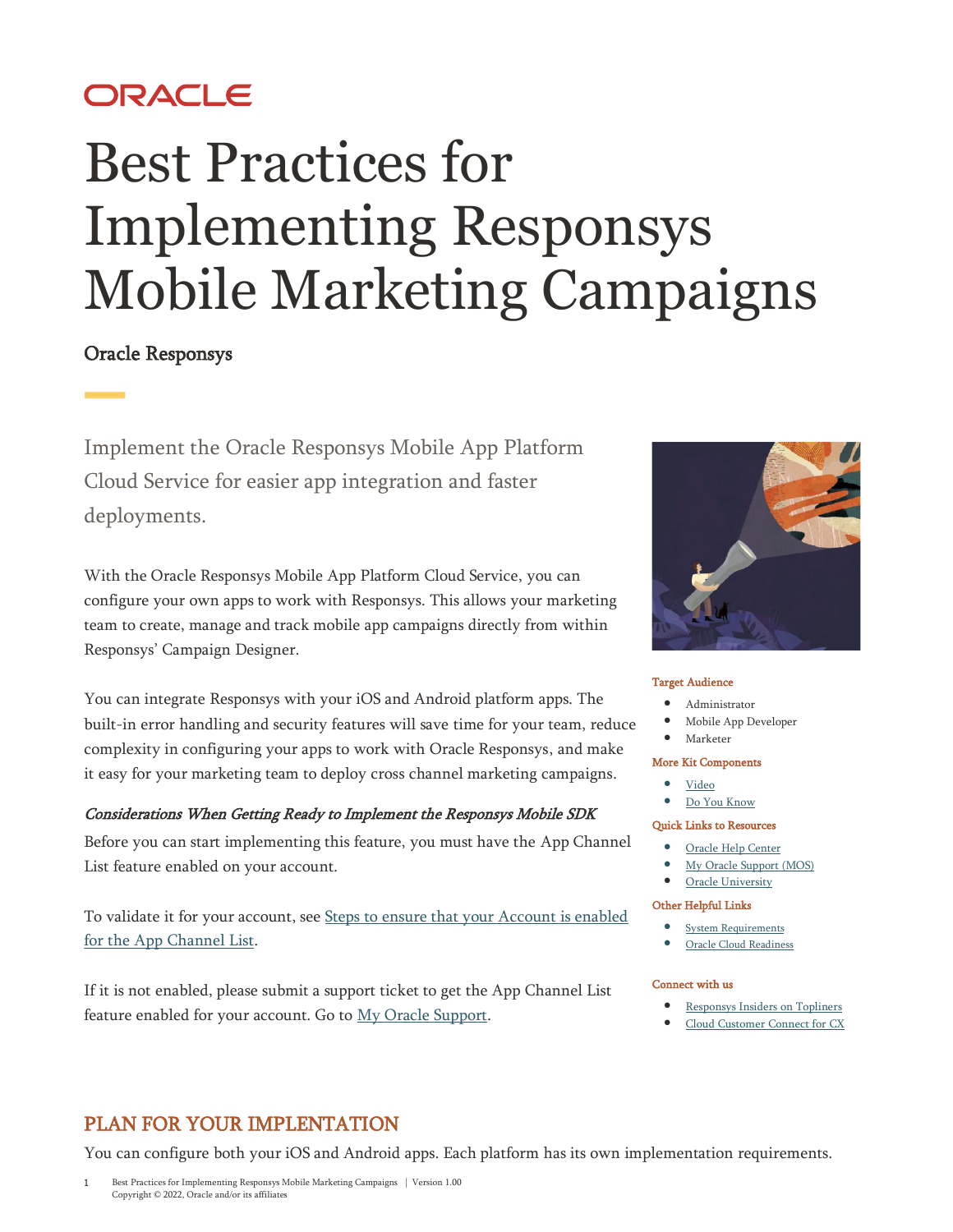ORACLE

# Best Practices for Implementing Responsys Mobile Marketing Campaigns

**Oracle Responsys**

Implement the Oracle Responsys Mobile App Platform Cloud Service for easier app integration and faster deployments.

With the Oracle Responsys Mobile App Platform Cloud Service, you can configure your own apps to work with Responsys. This allows your marketing team to create, manage and track mobile app campaigns directly from within Responsys' Campaign Designer.

You can integrate Responsys with your iOS and Android platform apps. The built-in error handling and security features will save time for your team, reduce complexity in configuring your apps to work with Oracle Responsys, and make it easy for your marketing team to deploy cross channel marketing campaigns.

***Considerations When Getting Ready to Implement the Responsys Mobile SDK***

Before you can start implementing this feature, you must have the App Channel List feature enabled on your account.

To validate it for your account, see [Steps to ensure that your Account is enabled for the App Channel List](#).

If it is not enabled, please submit a support ticket to get the App Channel List feature enabled for your account. Go to [My Oracle Support](#).

**Target Audience**

- Administrator
- Mobile App Developer
- Marketer

**More Kit Components**

- [Video](#)
- [Do You Know](#)

**Quick Links to Resources**

- [Oracle Help Center](#)
- [My Oracle Support (MOS)](#)
- [Oracle University](#)

**Other Helpful Links**

- [System Requirements](#)
- [Oracle Cloud Readiness](#)

**Connect with us**

- [Responsys Insiders on Topliners](#)
- [Cloud Customer Connect for CX](#)

## PLAN FOR YOUR IMPLENTATION

You can configure both your iOS and Android apps. Each platform has its own implementation requirements.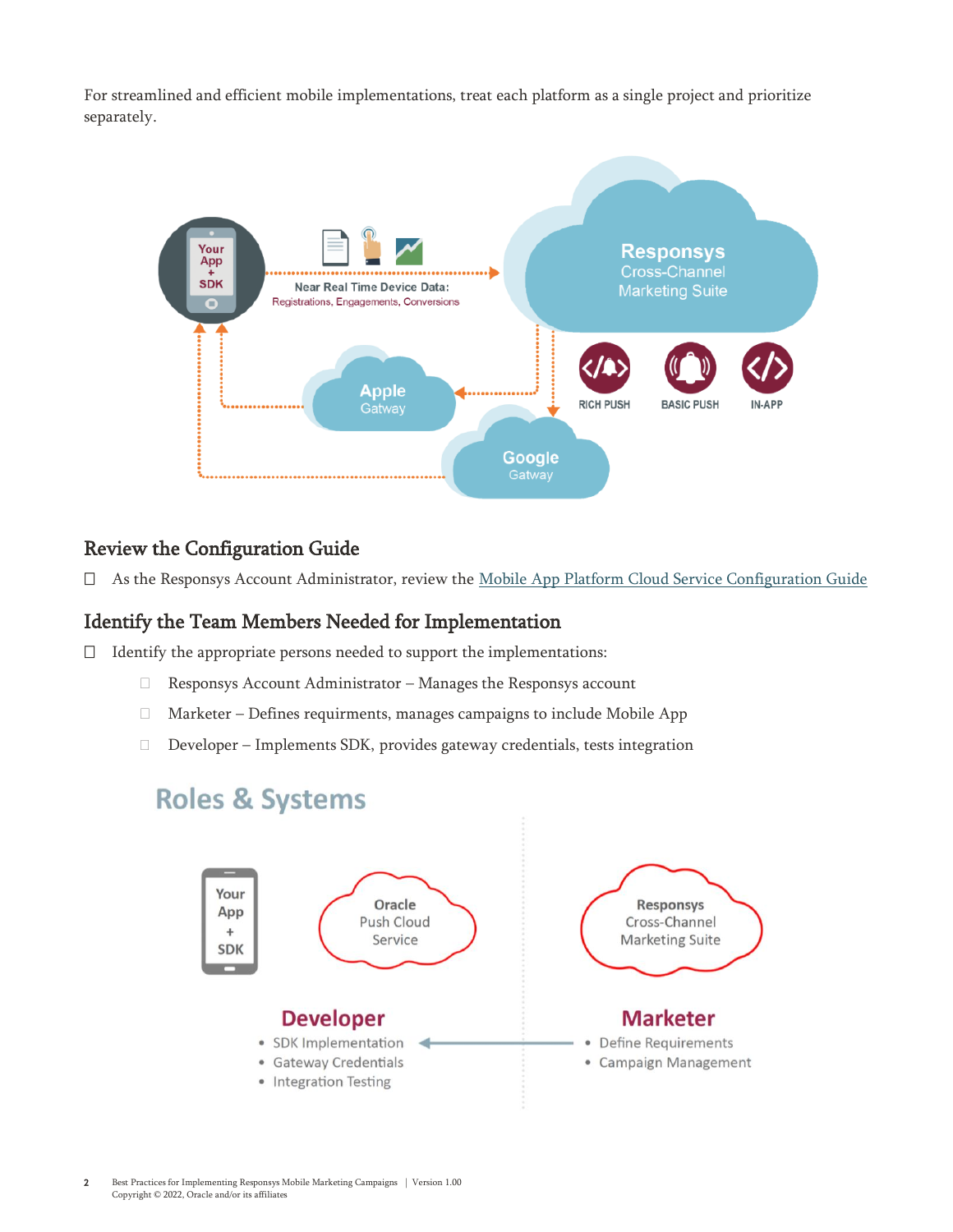For streamlined and efficient mobile implementations, treat each platform as a single project and prioritize separately.

## Review the Configuration Guide

- ☐ As the Responsys Account Administrator, review the [Mobile App Platform Cloud Service Configuration Guide]

## Identify the Team Members Needed for Implementation

- ☐ Identify the appropriate persons needed to support the implementations:
  - ☐ Responsys Account Administrator – Manages the Responsys account
  - ☐ Marketer – Defines requirments, manages campaigns to include Mobile App
  - ☐ Developer – Implements SDK, provides gateway credentials, tests integration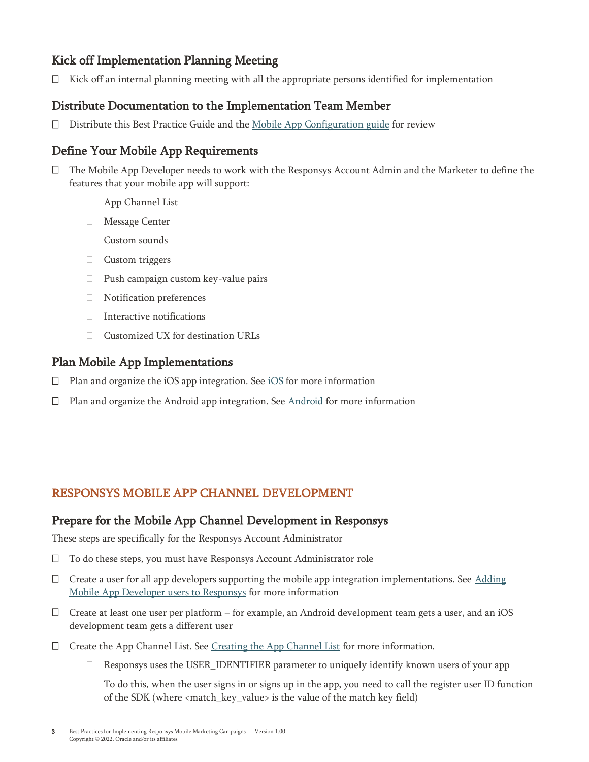## Kick off Implementation Planning Meeting

- Kick off an internal planning meeting with all the appropriate persons identified for implementation

## Distribute Documentation to the Implementation Team Member

- Distribute this Best Practice Guide and the [Mobile App Configuration guide]() for review

## Define Your Mobile App Requirements

- The Mobile App Developer needs to work with the Responsys Account Admin and the Marketer to define the features that your mobile app will support:
  - App Channel List
  - Message Center
  - Custom sounds
  - Custom triggers
  - Push campaign custom key-value pairs
  - Notification preferences
  - Interactive notifications
  - Customized UX for destination URLs

## Plan Mobile App Implementations

- Plan and organize the iOS app integration. See [iOS]() for more information
- Plan and organize the Android app integration. See [Android]() for more information

# RESPONSYS MOBILE APP CHANNEL DEVELOPMENT

## Prepare for the Mobile App Channel Development in Responsys

These steps are specifically for the Responsys Account Administrator

- To do these steps, you must have Responsys Account Administrator role
- Create a user for all app developers supporting the mobile app integration implementations. See [Adding Mobile App Developer users to Responsys]() for more information
- Create at least one user per platform – for example, an Android development team gets a user, and an iOS development team gets a different user
- Create the App Channel List. See [Creating the App Channel List]() for more information.
  - Responsys uses the USER_IDENTIFIER parameter to uniquely identify known users of your app
  - To do this, when the user signs in or signs up in the app, you need to call the register user ID function of the SDK (where <match_key_value> is the value of the match key field)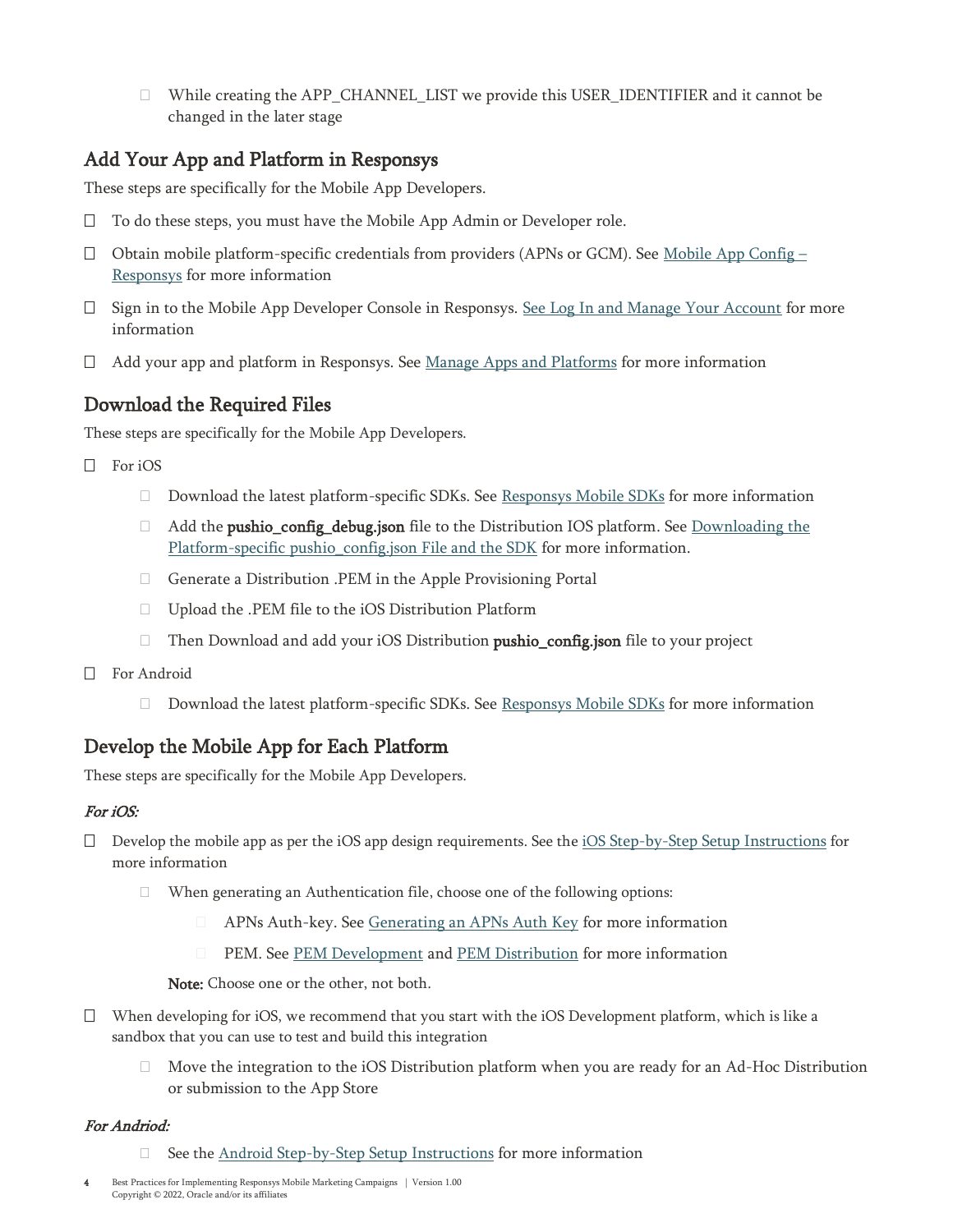- While creating the APP_CHANNEL_LIST we provide this USER_IDENTIFIER and it cannot be changed in the later stage

## Add Your App and Platform in Responsys

These steps are specifically for the Mobile App Developers.

- To do these steps, you must have the Mobile App Admin or Developer role.
- Obtain mobile platform-specific credentials from providers (APNs or GCM). See [Mobile App Config – Responsys]() for more information
- Sign in to the Mobile App Developer Console in Responsys. [See Log In and Manage Your Account]() for more information
- Add your app and platform in Responsys. See [Manage Apps and Platforms]() for more information

## Download the Required Files

These steps are specifically for the Mobile App Developers.

- For iOS
  - Download the latest platform-specific SDKs. See [Responsys Mobile SDKs]() for more information
  - Add the **pushio_config_debug.json** file to the Distribution IOS platform. See [Downloading the Platform-specific pushio_config.json File and the SDK]() for more information.
  - Generate a Distribution .PEM in the Apple Provisioning Portal
  - Upload the .PEM file to the iOS Distribution Platform
  - Then Download and add your iOS Distribution **pushio_config.json** file to your project
- For Android
  - Download the latest platform-specific SDKs. See [Responsys Mobile SDKs]() for more information

## Develop the Mobile App for Each Platform

These steps are specifically for the Mobile App Developers.

***For iOS:***

- Develop the mobile app as per the iOS app design requirements. See the [iOS Step-by-Step Setup Instructions]() for more information
  - When generating an Authentication file, choose one of the following options:
    - APNs Auth-key. See [Generating an APNs Auth Key]() for more information
    - PEM. See [PEM Development]() and [PEM Distribution]() for more information

    **Note:** Choose one or the other, not both.
- When developing for iOS, we recommend that you start with the iOS Development platform, which is like a sandbox that you can use to test and build this integration
  - Move the integration to the iOS Distribution platform when you are ready for an Ad-Hoc Distribution or submission to the App Store

***For Andriod:***

- See the [Android Step-by-Step Setup Instructions]() for more information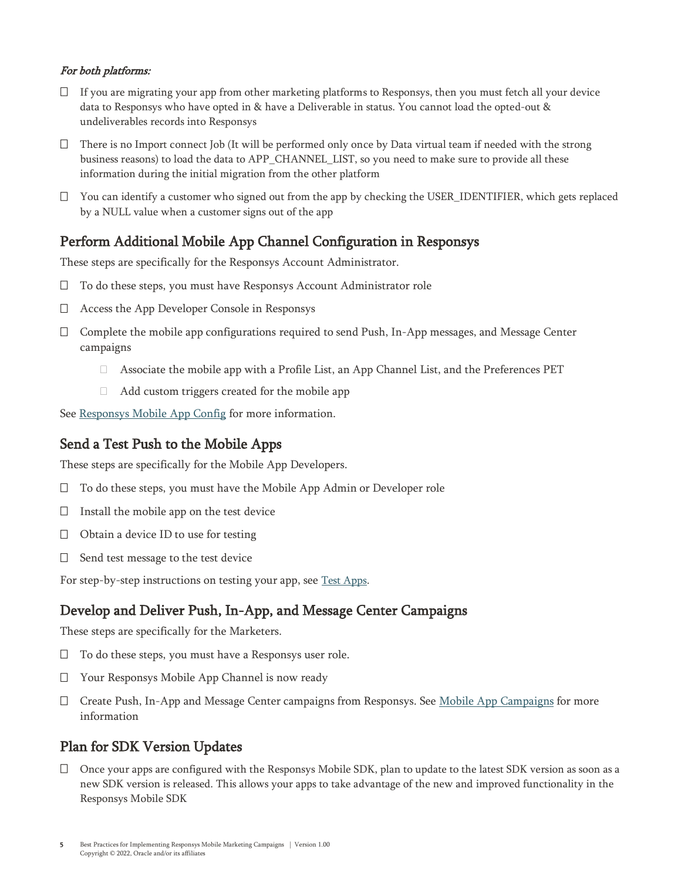*For both platforms:*

- If you are migrating your app from other marketing platforms to Responsys, then you must fetch all your device data to Responsys who have opted in & have a Deliverable in status. You cannot load the opted-out & undeliverables records into Responsys
- There is no Import connect Job (It will be performed only once by Data virtual team if needed with the strong business reasons) to load the data to APP_CHANNEL_LIST, so you need to make sure to provide all these information during the initial migration from the other platform
- You can identify a customer who signed out from the app by checking the USER_IDENTIFIER, which gets replaced by a NULL value when a customer signs out of the app

## Perform Additional Mobile App Channel Configuration in Responsys

These steps are specifically for the Responsys Account Administrator.

- To do these steps, you must have Responsys Account Administrator role
- Access the App Developer Console in Responsys
- Complete the mobile app configurations required to send Push, In-App messages, and Message Center campaigns
  - Associate the mobile app with a Profile List, an App Channel List, and the Preferences PET
  - Add custom triggers created for the mobile app

See [Responsys Mobile App Config]() for more information.

## Send a Test Push to the Mobile Apps

These steps are specifically for the Mobile App Developers.

- To do these steps, you must have the Mobile App Admin or Developer role
- Install the mobile app on the test device
- Obtain a device ID to use for testing
- Send test message to the test device

For step-by-step instructions on testing your app, see [Test Apps]().

## Develop and Deliver Push, In-App, and Message Center Campaigns

These steps are specifically for the Marketers.

- To do these steps, you must have a Responsys user role.
- Your Responsys Mobile App Channel is now ready
- Create Push, In-App and Message Center campaigns from Responsys. See [Mobile App Campaigns]() for more information

## Plan for SDK Version Updates

- Once your apps are configured with the Responsys Mobile SDK, plan to update to the latest SDK version as soon as a new SDK version is released. This allows your apps to take advantage of the new and improved functionality in the Responsys Mobile SDK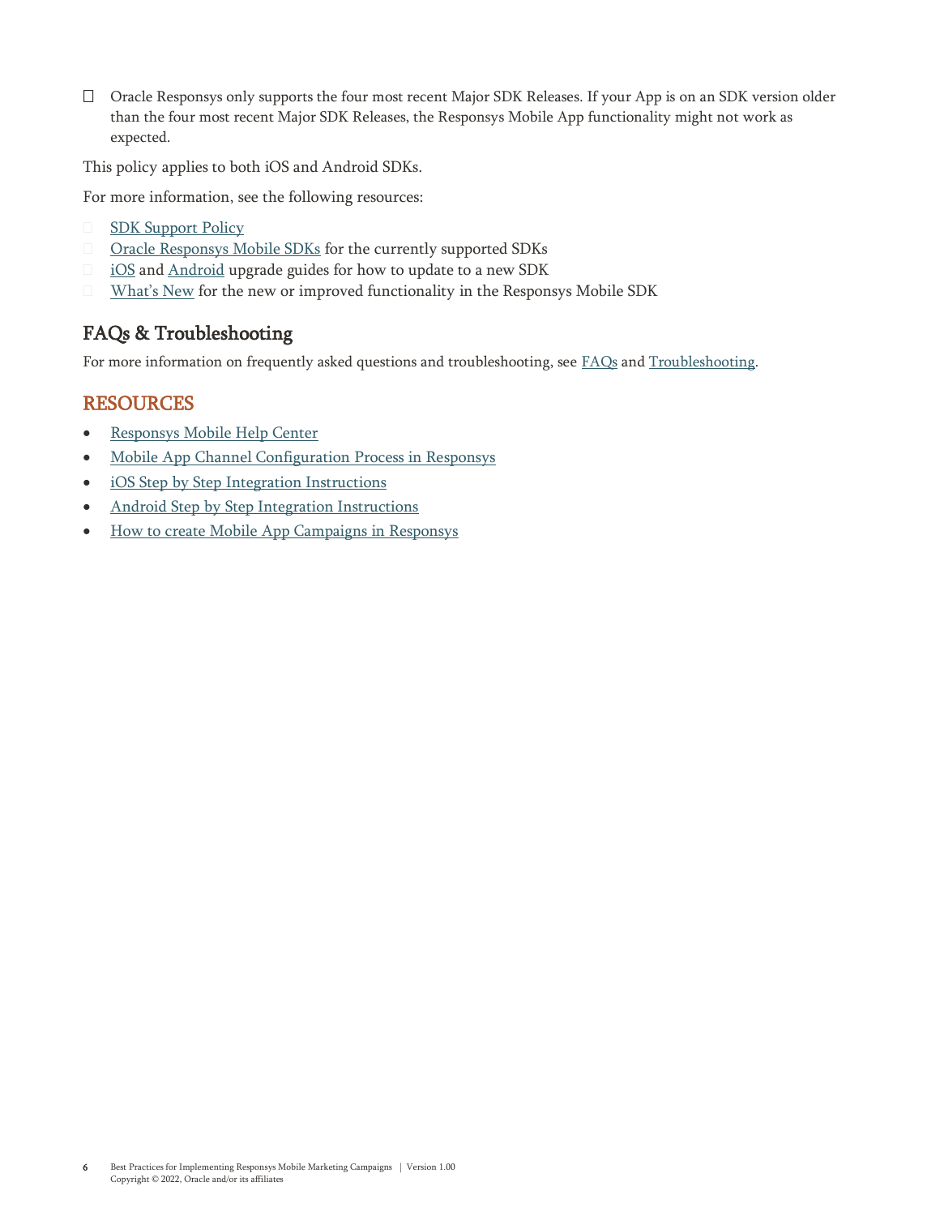- Oracle Responsys only supports the four most recent Major SDK Releases. If your App is on an SDK version older than the four most recent Major SDK Releases, the Responsys Mobile App functionality might not work as expected.

This policy applies to both iOS and Android SDKs.

For more information, see the following resources:

- SDK Support Policy
- Oracle Responsys Mobile SDKs for the currently supported SDKs
- iOS and Android upgrade guides for how to update to a new SDK
- What's New for the new or improved functionality in the Responsys Mobile SDK

## FAQs & Troubleshooting

For more information on frequently asked questions and troubleshooting, see FAQs and Troubleshooting.

# RESOURCES

- Responsys Mobile Help Center
- Mobile App Channel Configuration Process in Responsys
- iOS Step by Step Integration Instructions
- Android Step by Step Integration Instructions
- How to create Mobile App Campaigns in Responsys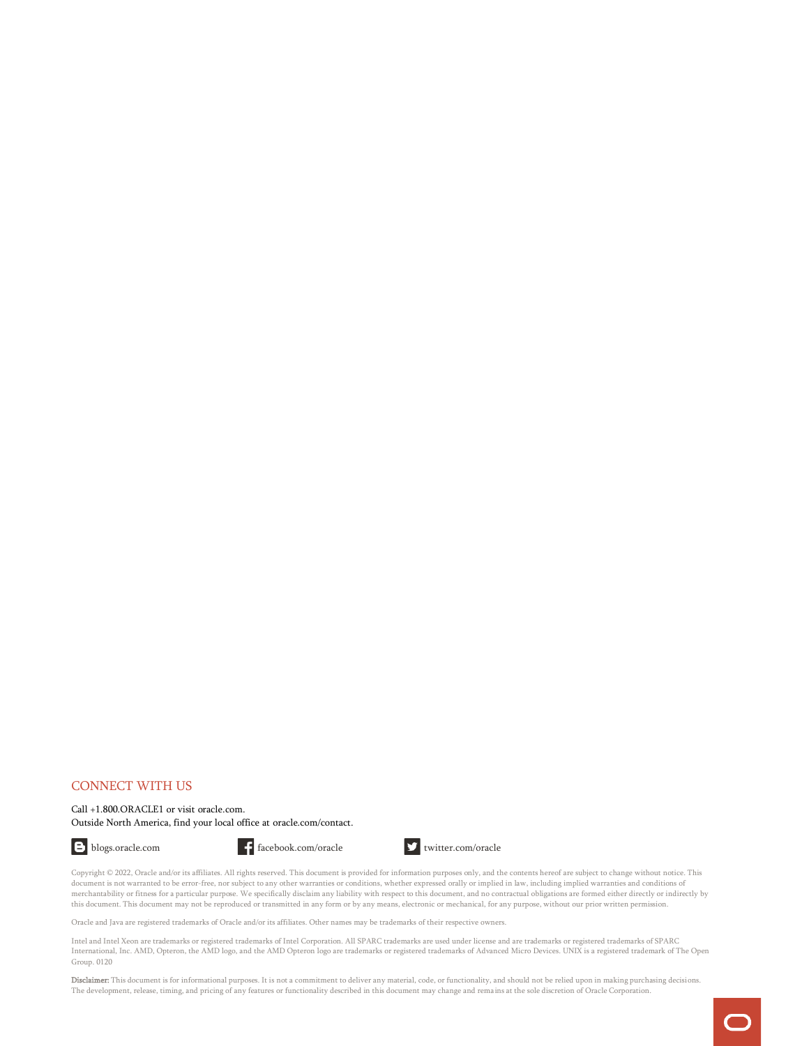## CONNECT WITH US

Call +1.800.ORACLE1 or visit oracle.com.
Outside North America, find your local office at oracle.com/contact.

blogs.oracle.com    facebook.com/oracle    twitter.com/oracle

Copyright © 2022, Oracle and/or its affiliates. All rights reserved. This document is provided for information purposes only, and the contents hereof are subject to change without notice. This document is not warranted to be error-free, nor subject to any other warranties or conditions, whether expressed orally or implied in law, including implied warranties and conditions of merchantability or fitness for a particular purpose. We specifically disclaim any liability with respect to this document, and no contractual obligations are formed either directly or indirectly by this document. This document may not be reproduced or transmitted in any form or by any means, electronic or mechanical, for any purpose, without our prior written permission.

Oracle and Java are registered trademarks of Oracle and/or its affiliates. Other names may be trademarks of their respective owners.

Intel and Intel Xeon are trademarks or registered trademarks of Intel Corporation. All SPARC trademarks are used under license and are trademarks or registered trademarks of SPARC International, Inc. AMD, Opteron, the AMD logo, and the AMD Opteron logo are trademarks or registered trademarks of Advanced Micro Devices. UNIX is a registered trademark of The Open Group. 0120

Disclaimer: This document is for informational purposes. It is not a commitment to deliver any material, code, or functionality, and should not be relied upon in making purchasing decisions. The development, release, timing, and pricing of any features or functionality described in this document may change and remains at the sole discretion of Oracle Corporation.